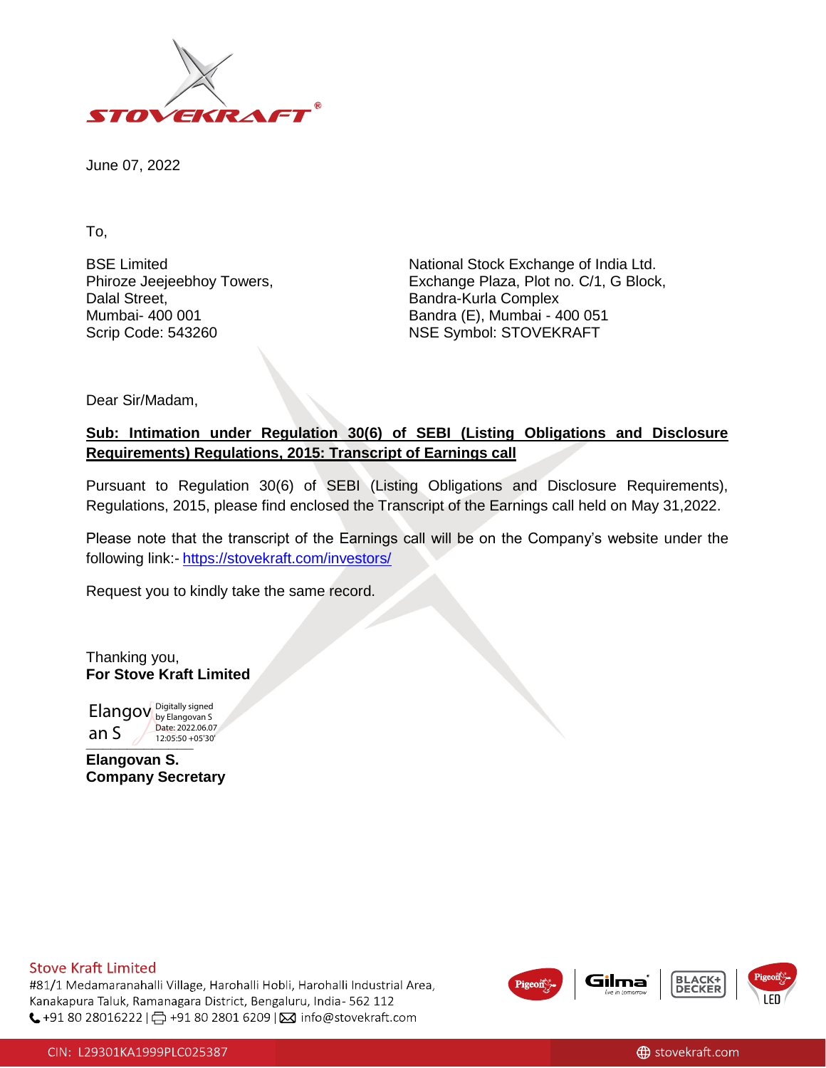June 07, 2022

To,

BSE Limited
Phiroze Jeejeebhoy Towers,
Dalal Street,
Mumbai- 400 001
Scrip Code: 543260

National Stock Exchange of India Ltd.
Exchange Plaza, Plot no. C/1, G Block,
Bandra-Kurla Complex
Bandra (E), Mumbai - 400 051
NSE Symbol: STOVEKRAFT

Dear Sir/Madam,

**Sub: Intimation under Regulation 30(6) of SEBI (Listing Obligations and Disclosure Requirements) Regulations, 2015: Transcript of Earnings call**

Pursuant to Regulation 30(6) of SEBI (Listing Obligations and Disclosure Requirements), Regulations, 2015, please find enclosed the Transcript of the Earnings call held on May 31,2022.

Please note that the transcript of the Earnings call will be on the Company's website under the following link:- https://stovekraft.com/investors/

Request you to kindly take the same record.

Thanking you,
**For Stove Kraft Limited**

Elangovan S
Digitally signed by Elangovan S
Date: 2022.06.07 12:05:50 +05'30'

**Elangovan S.**
**Company Secretary**

Stove Kraft Limited
#81/1 Medamaranahalli Village, Harohalli Hobli, Harohalli Industrial Area, Kanakapura Taluk, Ramanagara District, Bengaluru, India- 562 112
+91 80 28016222 | +91 80 2801 6209 | info@stovekraft.com

CIN: L29301KA1999PLC025387 | stovekraft.com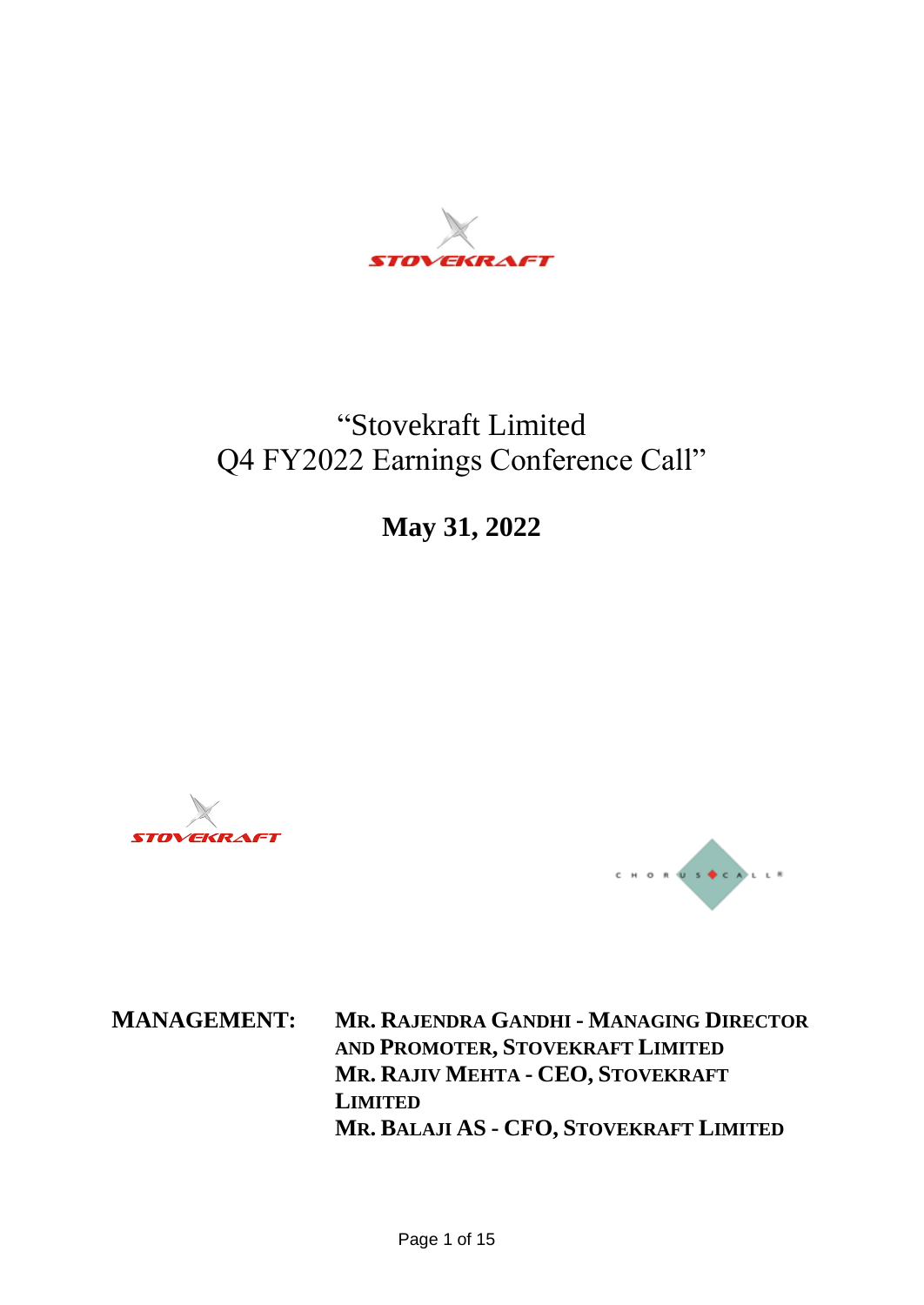# "Stovekraft Limited
# Q4 FY2022 Earnings Conference Call"

## May 31, 2022

**MANAGEMENT:** **MR. RAJENDRA GANDHI - MANAGING DIRECTOR AND PROMOTER, STOVEKRAFT LIMITED**
**MR. RAJIV MEHTA - CEO, STOVEKRAFT LIMITED**
**MR. BALAJI AS - CFO, STOVEKRAFT LIMITED**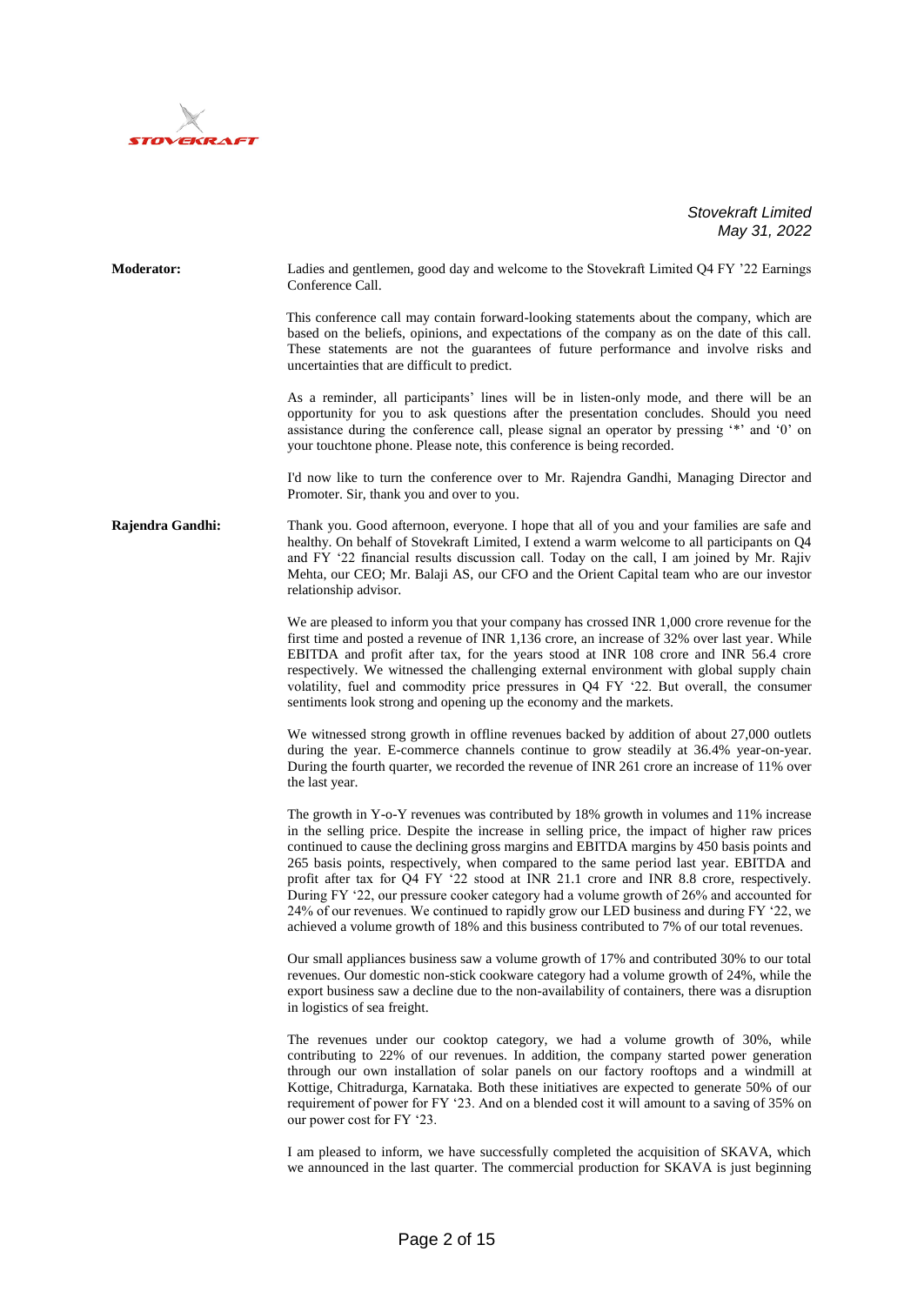**Moderator:** Ladies and gentlemen, good day and welcome to the Stovekraft Limited Q4 FY '22 Earnings Conference Call.

This conference call may contain forward-looking statements about the company, which are based on the beliefs, opinions, and expectations of the company as on the date of this call. These statements are not the guarantees of future performance and involve risks and uncertainties that are difficult to predict.

As a reminder, all participants' lines will be in listen-only mode, and there will be an opportunity for you to ask questions after the presentation concludes. Should you need assistance during the conference call, please signal an operator by pressing '*' and '0' on your touchtone phone. Please note, this conference is being recorded.

I'd now like to turn the conference over to Mr. Rajendra Gandhi, Managing Director and Promoter. Sir, thank you and over to you.

**Rajendra Gandhi:** Thank you. Good afternoon, everyone. I hope that all of you and your families are safe and healthy. On behalf of Stovekraft Limited, I extend a warm welcome to all participants on Q4 and FY '22 financial results discussion call. Today on the call, I am joined by Mr. Rajiv Mehta, our CEO; Mr. Balaji AS, our CFO and the Orient Capital team who are our investor relationship advisor.

We are pleased to inform you that your company has crossed INR 1,000 crore revenue for the first time and posted a revenue of INR 1,136 crore, an increase of 32% over last year. While EBITDA and profit after tax, for the years stood at INR 108 crore and INR 56.4 crore respectively. We witnessed the challenging external environment with global supply chain volatility, fuel and commodity price pressures in Q4 FY '22. But overall, the consumer sentiments look strong and opening up the economy and the markets.

We witnessed strong growth in offline revenues backed by addition of about 27,000 outlets during the year. E-commerce channels continue to grow steadily at 36.4% year-on-year. During the fourth quarter, we recorded the revenue of INR 261 crore an increase of 11% over the last year.

The growth in Y-o-Y revenues was contributed by 18% growth in volumes and 11% increase in the selling price. Despite the increase in selling price, the impact of higher raw prices continued to cause the declining gross margins and EBITDA margins by 450 basis points and 265 basis points, respectively, when compared to the same period last year. EBITDA and profit after tax for Q4 FY '22 stood at INR 21.1 crore and INR 8.8 crore, respectively. During FY '22, our pressure cooker category had a volume growth of 26% and accounted for 24% of our revenues. We continued to rapidly grow our LED business and during FY '22, we achieved a volume growth of 18% and this business contributed to 7% of our total revenues.

Our small appliances business saw a volume growth of 17% and contributed 30% to our total revenues. Our domestic non-stick cookware category had a volume growth of 24%, while the export business saw a decline due to the non-availability of containers, there was a disruption in logistics of sea freight.

The revenues under our cooktop category, we had a volume growth of 30%, while contributing to 22% of our revenues. In addition, the company started power generation through our own installation of solar panels on our factory rooftops and a windmill at Kottige, Chitradurga, Karnataka. Both these initiatives are expected to generate 50% of our requirement of power for FY '23. And on a blended cost it will amount to a saving of 35% on our power cost for FY '23.

I am pleased to inform, we have successfully completed the acquisition of SKAVA, which we announced in the last quarter. The commercial production for SKAVA is just beginning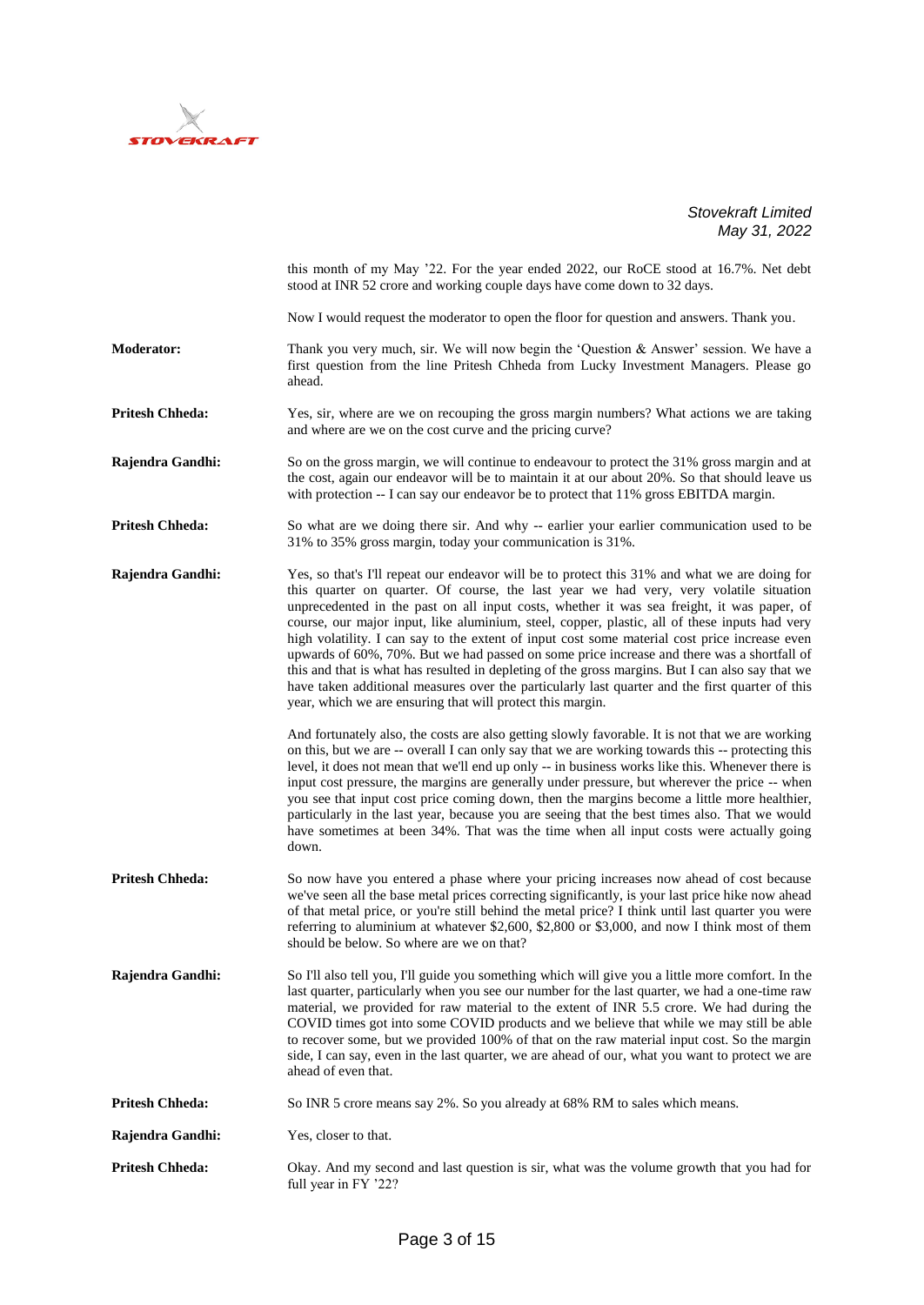this month of my May '22. For the year ended 2022, our RoCE stood at 16.7%. Net debt stood at INR 52 crore and working couple days have come down to 32 days.

Now I would request the moderator to open the floor for question and answers. Thank you.

**Moderator:** Thank you very much, sir. We will now begin the 'Question & Answer' session. We have a first question from the line Pritesh Chheda from Lucky Investment Managers. Please go ahead.

**Pritesh Chheda:** Yes, sir, where are we on recouping the gross margin numbers? What actions we are taking and where are we on the cost curve and the pricing curve?

**Rajendra Gandhi:** So on the gross margin, we will continue to endeavour to protect the 31% gross margin and at the cost, again our endeavor will be to maintain it at our about 20%. So that should leave us with protection -- I can say our endeavor be to protect that 11% gross EBITDA margin.

**Pritesh Chheda:** So what are we doing there sir. And why -- earlier your earlier communication used to be 31% to 35% gross margin, today your communication is 31%.

**Rajendra Gandhi:** Yes, so that's I'll repeat our endeavor will be to protect this 31% and what we are doing for this quarter on quarter. Of course, the last year we had very, very volatile situation unprecedented in the past on all input costs, whether it was sea freight, it was paper, of course, our major input, like aluminium, steel, copper, plastic, all of these inputs had very high volatility. I can say to the extent of input cost some material cost price increase even upwards of 60%, 70%. But we had passed on some price increase and there was a shortfall of this and that is what has resulted in depleting of the gross margins. But I can also say that we have taken additional measures over the particularly last quarter and the first quarter of this year, which we are ensuring that will protect this margin.

And fortunately also, the costs are also getting slowly favorable. It is not that we are working on this, but we are -- overall I can only say that we are working towards this -- protecting this level, it does not mean that we'll end up only -- in business works like this. Whenever there is input cost pressure, the margins are generally under pressure, but wherever the price -- when you see that input cost price coming down, then the margins become a little more healthier, particularly in the last year, because you are seeing that the best times also. That we would have sometimes at been 34%. That was the time when all input costs were actually going down.

**Pritesh Chheda:** So now have you entered a phase where your pricing increases now ahead of cost because we've seen all the base metal prices correcting significantly, is your last price hike now ahead of that metal price, or you're still behind the metal price? I think until last quarter you were referring to aluminium at whatever $2,600, $2,800 or $3,000, and now I think most of them should be below. So where are we on that?

**Rajendra Gandhi:** So I'll also tell you, I'll guide you something which will give you a little more comfort. In the last quarter, particularly when you see our number for the last quarter, we had a one-time raw material, we provided for raw material to the extent of INR 5.5 crore. We had during the COVID times got into some COVID products and we believe that while we may still be able to recover some, but we provided 100% of that on the raw material input cost. So the margin side, I can say, even in the last quarter, we are ahead of our, what you want to protect we are ahead of even that.

**Pritesh Chheda:** So INR 5 crore means say 2%. So you already at 68% RM to sales which means.

**Rajendra Gandhi:** Yes, closer to that.

**Pritesh Chheda:** Okay. And my second and last question is sir, what was the volume growth that you had for full year in FY '22?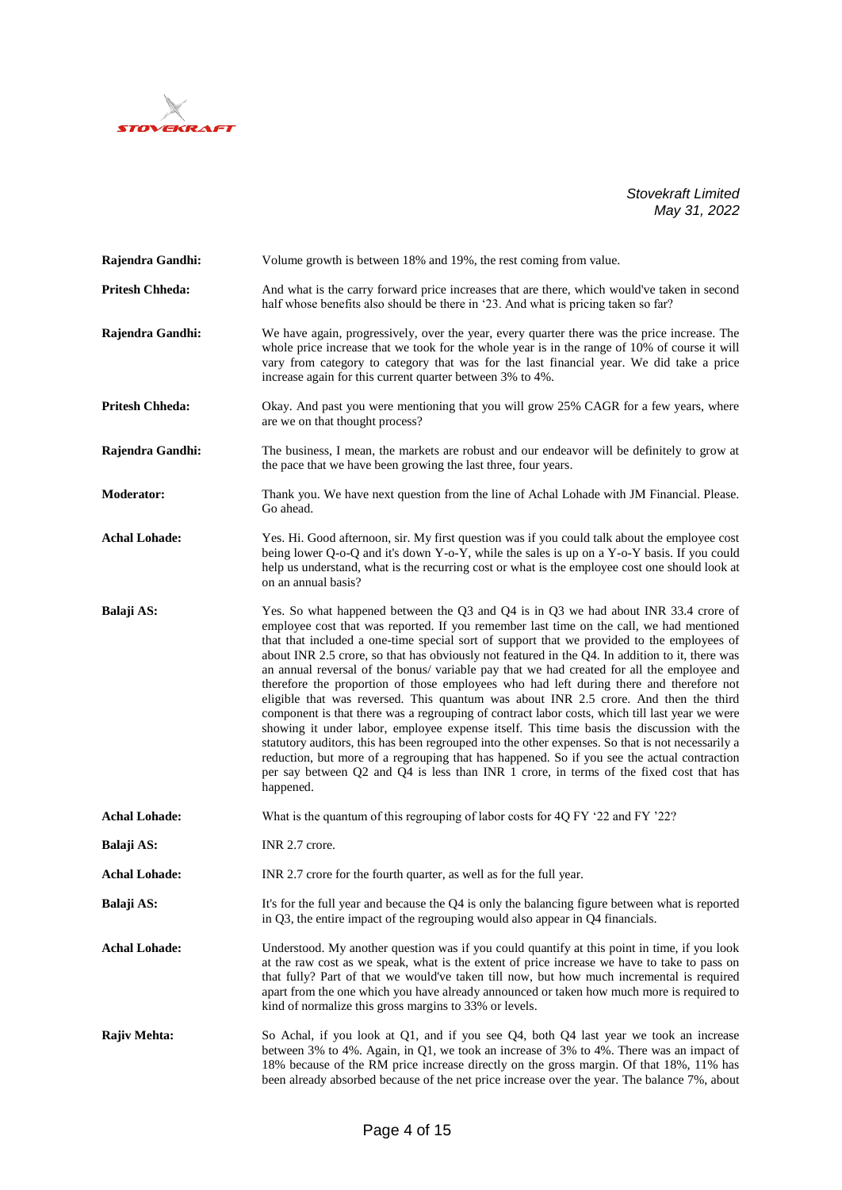**Rajendra Gandhi:** Volume growth is between 18% and 19%, the rest coming from value.

**Pritesh Chheda:** And what is the carry forward price increases that are there, which would've taken in second half whose benefits also should be there in '23. And what is pricing taken so far?

**Rajendra Gandhi:** We have again, progressively, over the year, every quarter there was the price increase. The whole price increase that we took for the whole year is in the range of 10% of course it will vary from category to category that was for the last financial year. We did take a price increase again for this current quarter between 3% to 4%.

**Pritesh Chheda:** Okay. And past you were mentioning that you will grow 25% CAGR for a few years, where are we on that thought process?

**Rajendra Gandhi:** The business, I mean, the markets are robust and our endeavor will be definitely to grow at the pace that we have been growing the last three, four years.

**Moderator:** Thank you. We have next question from the line of Achal Lohade with JM Financial. Please. Go ahead.

**Achal Lohade:** Yes. Hi. Good afternoon, sir. My first question was if you could talk about the employee cost being lower Q-o-Q and it's down Y-o-Y, while the sales is up on a Y-o-Y basis. If you could help us understand, what is the recurring cost or what is the employee cost one should look at on an annual basis?

**Balaji AS:** Yes. So what happened between the Q3 and Q4 is in Q3 we had about INR 33.4 crore of employee cost that was reported. If you remember last time on the call, we had mentioned that that included a one-time special sort of support that we provided to the employees of about INR 2.5 crore, so that has obviously not featured in the Q4. In addition to it, there was an annual reversal of the bonus/ variable pay that we had created for all the employee and therefore the proportion of those employees who had left during there and therefore not eligible that was reversed. This quantum was about INR 2.5 crore. And then the third component is that there was a regrouping of contract labor costs, which till last year we were showing it under labor, employee expense itself. This time basis the discussion with the statutory auditors, this has been regrouped into the other expenses. So that is not necessarily a reduction, but more of a regrouping that has happened. So if you see the actual contraction per say between Q2 and Q4 is less than INR 1 crore, in terms of the fixed cost that has happened.

**Achal Lohade:** What is the quantum of this regrouping of labor costs for 4Q FY '22 and FY '22?

**Balaji AS:** INR 2.7 crore.

**Achal Lohade:** INR 2.7 crore for the fourth quarter, as well as for the full year.

**Balaji AS:** It's for the full year and because the Q4 is only the balancing figure between what is reported in Q3, the entire impact of the regrouping would also appear in Q4 financials.

**Achal Lohade:** Understood. My another question was if you could quantify at this point in time, if you look at the raw cost as we speak, what is the extent of price increase we have to take to pass on that fully? Part of that we would've taken till now, but how much incremental is required apart from the one which you have already announced or taken how much more is required to kind of normalize this gross margins to 33% or levels.

**Rajiv Mehta:** So Achal, if you look at Q1, and if you see Q4, both Q4 last year we took an increase between 3% to 4%. Again, in Q1, we took an increase of 3% to 4%. There was an impact of 18% because of the RM price increase directly on the gross margin. Of that 18%, 11% has been already absorbed because of the net price increase over the year. The balance 7%, about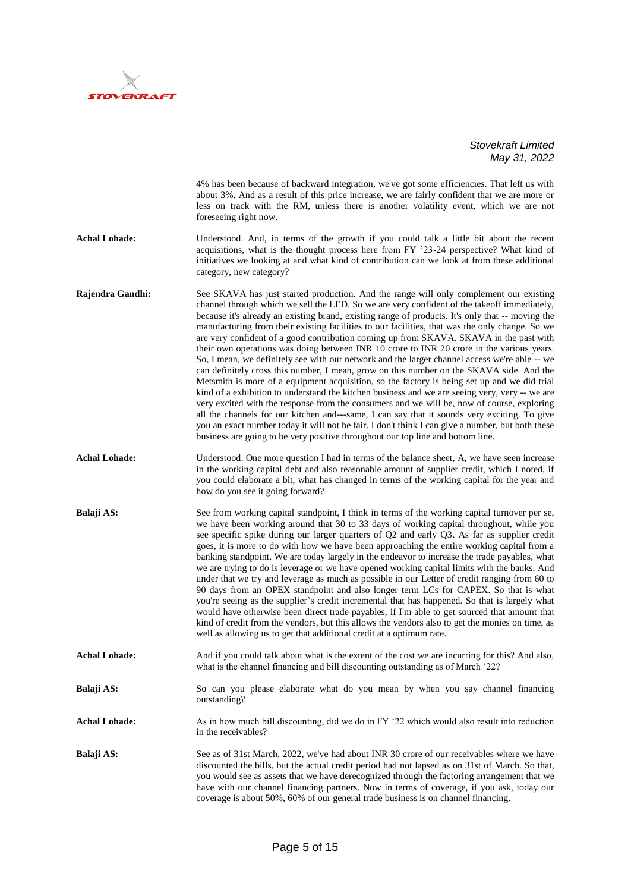4% has been because of backward integration, we've got some efficiencies. That left us with about 3%. And as a result of this price increase, we are fairly confident that we are more or less on track with the RM, unless there is another volatility event, which we are not foreseeing right now.

**Achal Lohade:** Understood. And, in terms of the growth if you could talk a little bit about the recent acquisitions, what is the thought process here from FY '23-24 perspective? What kind of initiatives we looking at and what kind of contribution can we look at from these additional category, new category?

**Rajendra Gandhi:** See SKAVA has just started production. And the range will only complement our existing channel through which we sell the LED. So we are very confident of the takeoff immediately, because it's already an existing brand, existing range of products. It's only that -- moving the manufacturing from their existing facilities to our facilities, that was the only change. So we are very confident of a good contribution coming up from SKAVA. SKAVA in the past with their own operations was doing between INR 10 crore to INR 20 crore in the various years. So, I mean, we definitely see with our network and the larger channel access we're able -- we can definitely cross this number, I mean, grow on this number on the SKAVA side. And the Metsmith is more of a equipment acquisition, so the factory is being set up and we did trial kind of a exhibition to understand the kitchen business and we are seeing very, very -- we are very excited with the response from the consumers and we will be, now of course, exploring all the channels for our kitchen and---same, I can say that it sounds very exciting. To give you an exact number today it will not be fair. I don't think I can give a number, but both these business are going to be very positive throughout our top line and bottom line.

**Achal Lohade:** Understood. One more question I had in terms of the balance sheet, A, we have seen increase in the working capital debt and also reasonable amount of supplier credit, which I noted, if you could elaborate a bit, what has changed in terms of the working capital for the year and how do you see it going forward?

**Balaji AS:** See from working capital standpoint, I think in terms of the working capital turnover per se, we have been working around that 30 to 33 days of working capital throughout, while you see specific spike during our larger quarters of Q2 and early Q3. As far as supplier credit goes, it is more to do with how we have been approaching the entire working capital from a banking standpoint. We are today largely in the endeavor to increase the trade payables, what we are trying to do is leverage or we have opened working capital limits with the banks. And under that we try and leverage as much as possible in our Letter of credit ranging from 60 to 90 days from an OPEX standpoint and also longer term LCs for CAPEX. So that is what you're seeing as the supplier's credit incremental that has happened. So that is largely what would have otherwise been direct trade payables, if I'm able to get sourced that amount that kind of credit from the vendors, but this allows the vendors also to get the monies on time, as well as allowing us to get that additional credit at a optimum rate.

**Achal Lohade:** And if you could talk about what is the extent of the cost we are incurring for this? And also, what is the channel financing and bill discounting outstanding as of March '22?

**Balaji AS:** So can you please elaborate what do you mean by when you say channel financing outstanding?

**Achal Lohade:** As in how much bill discounting, did we do in FY '22 which would also result into reduction in the receivables?

**Balaji AS:** See as of 31st March, 2022, we've had about INR 30 crore of our receivables where we have discounted the bills, but the actual credit period had not lapsed as on 31st of March. So that, you would see as assets that we have derecognized through the factoring arrangement that we have with our channel financing partners. Now in terms of coverage, if you ask, today our coverage is about 50%, 60% of our general trade business is on channel financing.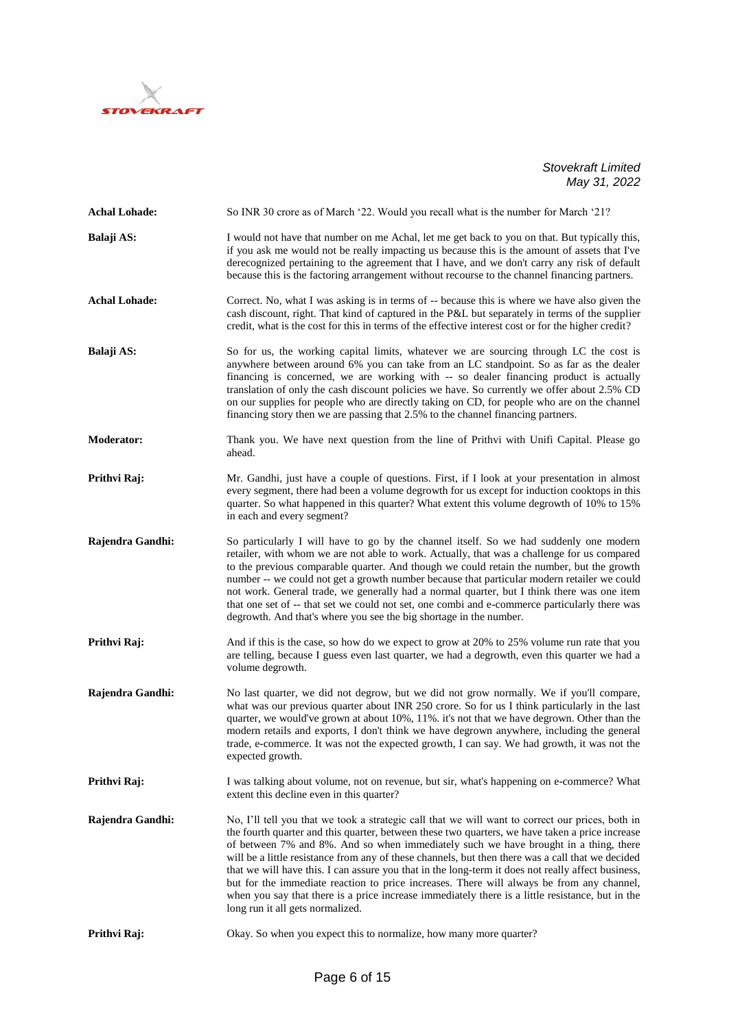**Achal Lohade:** So INR 30 crore as of March '22. Would you recall what is the number for March '21?

**Balaji AS:** I would not have that number on me Achal, let me get back to you on that. But typically this, if you ask me would not be really impacting us because this is the amount of assets that I've derecognized pertaining to the agreement that I have, and we don't carry any risk of default because this is the factoring arrangement without recourse to the channel financing partners.

**Achal Lohade:** Correct. No, what I was asking is in terms of -- because this is where we have also given the cash discount, right. That kind of captured in the P&L but separately in terms of the supplier credit, what is the cost for this in terms of the effective interest cost or for the higher credit?

**Balaji AS:** So for us, the working capital limits, whatever we are sourcing through LC the cost is anywhere between around 6% you can take from an LC standpoint. So as far as the dealer financing is concerned, we are working with -- so dealer financing product is actually translation of only the cash discount policies we have. So currently we offer about 2.5% CD on our supplies for people who are directly taking on CD, for people who are on the channel financing story then we are passing that 2.5% to the channel financing partners.

**Moderator:** Thank you. We have next question from the line of Prithvi with Unifi Capital. Please go ahead.

**Prithvi Raj:** Mr. Gandhi, just have a couple of questions. First, if I look at your presentation in almost every segment, there had been a volume degrowth for us except for induction cooktops in this quarter. So what happened in this quarter? What extent this volume degrowth of 10% to 15% in each and every segment?

**Rajendra Gandhi:** So particularly I will have to go by the channel itself. So we had suddenly one modern retailer, with whom we are not able to work. Actually, that was a challenge for us compared to the previous comparable quarter. And though we could retain the number, but the growth number -- we could not get a growth number because that particular modern retailer we could not work. General trade, we generally had a normal quarter, but I think there was one item that one set of -- that set we could not set, one combi and e-commerce particularly there was degrowth. And that's where you see the big shortage in the number.

**Prithvi Raj:** And if this is the case, so how do we expect to grow at 20% to 25% volume run rate that you are telling, because I guess even last quarter, we had a degrowth, even this quarter we had a volume degrowth.

**Rajendra Gandhi:** No last quarter, we did not degrow, but we did not grow normally. We if you'll compare, what was our previous quarter about INR 250 crore. So for us I think particularly in the last quarter, we would've grown at about 10%, 11%. it's not that we have degrown. Other than the modern retails and exports, I don't think we have degrown anywhere, including the general trade, e-commerce. It was not the expected growth, I can say. We had growth, it was not the expected growth.

**Prithvi Raj:** I was talking about volume, not on revenue, but sir, what's happening on e-commerce? What extent this decline even in this quarter?

**Rajendra Gandhi:** No, I'll tell you that we took a strategic call that we will want to correct our prices, both in the fourth quarter and this quarter, between these two quarters, we have taken a price increase of between 7% and 8%. And so when immediately such we have brought in a thing, there will be a little resistance from any of these channels, but then there was a call that we decided that we will have this. I can assure you that in the long-term it does not really affect business, but for the immediate reaction to price increases. There will always be from any channel, when you say that there is a price increase immediately there is a little resistance, but in the long run it all gets normalized.

**Prithvi Raj:** Okay. So when you expect this to normalize, how many more quarter?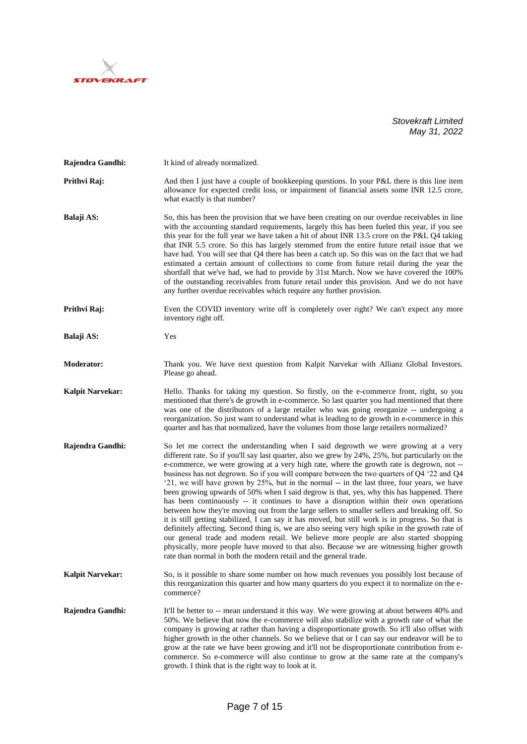**Rajendra Gandhi:** It kind of already normalized.

**Prithvi Raj:** And then I just have a couple of bookkeeping questions. In your P&L there is this line item allowance for expected credit loss, or impairment of financial assets some INR 12.5 crore, what exactly is that number?

**Balaji AS:** So, this has been the provision that we have been creating on our overdue receivables in line with the accounting standard requirements, largely this has been fueled this year, if you see this year for the full year we have taken a hit of about INR 13.5 crore on the P&L Q4 taking that INR 5.5 crore. So this has largely stemmed from the entire future retail issue that we have had. You will see that Q4 there has been a catch up. So this was on the fact that we had estimated a certain amount of collections to come from future retail during the year the shortfall that we've had, we had to provide by 31st March. Now we have covered the 100% of the outstanding receivables from future retail under this provision. And we do not have any further overdue receivables which require any further provision.

**Prithvi Raj:** Even the COVID inventory write off is completely over right? We can't expect any more inventory right off.

**Balaji AS:** Yes

**Moderator:** Thank you. We have next question from Kalpit Narvekar with Allianz Global Investors. Please go ahead.

**Kalpit Narvekar:** Hello. Thanks for taking my question. So firstly, on the e-commerce front, right, so you mentioned that there's de growth in e-commerce. So last quarter you had mentioned that there was one of the distributors of a large retailer who was going reorganize -- undergoing a reorganization. So just want to understand what is leading to de growth in e-commerce in this quarter and has that normalized, have the volumes from those large retailers normalized?

**Rajendra Gandhi:** So let me correct the understanding when I said degrowth we were growing at a very different rate. So if you'll say last quarter, also we grew by 24%, 25%, but particularly on the e-commerce, we were growing at a very high rate, where the growth rate is degrown, not -- business has not degrown. So if you will compare between the two quarters of Q4 '22 and Q4 '21, we will have grown by 25%, but in the normal -- in the last three, four years, we have been growing upwards of 50% when I said degrow is that, yes, why this has happened. There has been continuously -- it continues to have a disruption within their own operations between how they're moving out from the large sellers to smaller sellers and breaking off. So it is still getting stabilized, I can say it has moved, but still work is in progress. So that is definitely affecting. Second thing is, we are also seeing very high spike in the growth rate of our general trade and modern retail. We believe more people are also started shopping physically, more people have moved to that also. Because we are witnessing higher growth rate than normal in both the modern retail and the general trade.

**Kalpit Narvekar:** So, is it possible to share some number on how much revenues you possibly lost because of this reorganization this quarter and how many quarters do you expect it to normalize on the e-commerce?

**Rajendra Gandhi:** It'll be better to -- mean understand it this way. We were growing at about between 40% and 50%. We believe that now the e-commerce will also stabilize with a growth rate of what the company is growing at rather than having a disproportionate growth. So it'll also offset with higher growth in the other channels. So we believe that or I can say our endeavor will be to grow at the rate we have been growing and it'll not be disproportionate contribution from e-commerce. So e-commerce will also continue to grow at the same rate at the company's growth. I think that is the right way to look at it.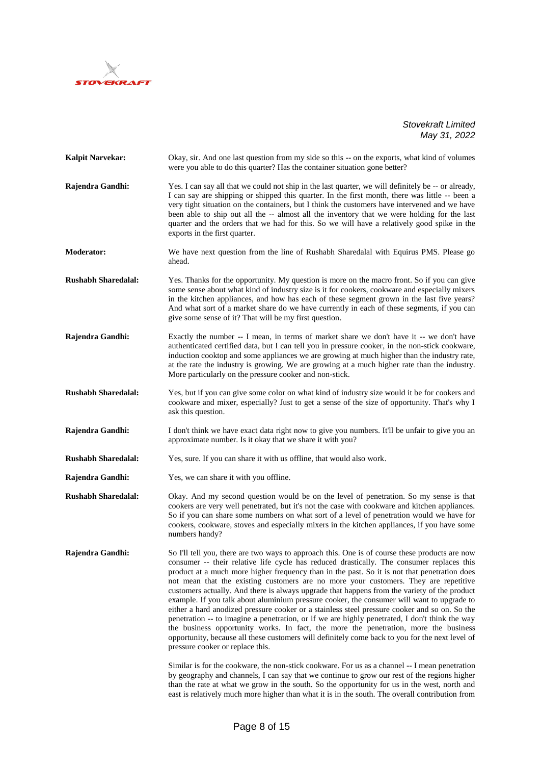**Kalpit Narvekar:** Okay, sir. And one last question from my side so this -- on the exports, what kind of volumes were you able to do this quarter? Has the container situation gone better?

**Rajendra Gandhi:** Yes. I can say all that we could not ship in the last quarter, we will definitely be -- or already, I can say are shipping or shipped this quarter. In the first month, there was little -- been a very tight situation on the containers, but I think the customers have intervened and we have been able to ship out all the -- almost all the inventory that we were holding for the last quarter and the orders that we had for this. So we will have a relatively good spike in the exports in the first quarter.

**Moderator:** We have next question from the line of Rushabh Sharedalal with Equirus PMS. Please go ahead.

**Rushabh Sharedalal:** Yes. Thanks for the opportunity. My question is more on the macro front. So if you can give some sense about what kind of industry size is it for cookers, cookware and especially mixers in the kitchen appliances, and how has each of these segment grown in the last five years? And what sort of a market share do we have currently in each of these segments, if you can give some sense of it? That will be my first question.

**Rajendra Gandhi:** Exactly the number -- I mean, in terms of market share we don't have it -- we don't have authenticated certified data, but I can tell you in pressure cooker, in the non-stick cookware, induction cooktop and some appliances we are growing at much higher than the industry rate, at the rate the industry is growing. We are growing at a much higher rate than the industry. More particularly on the pressure cooker and non-stick.

**Rushabh Sharedalal:** Yes, but if you can give some color on what kind of industry size would it be for cookers and cookware and mixer, especially? Just to get a sense of the size of opportunity. That's why I ask this question.

**Rajendra Gandhi:** I don't think we have exact data right now to give you numbers. It'll be unfair to give you an approximate number. Is it okay that we share it with you?

**Rushabh Sharedalal:** Yes, sure. If you can share it with us offline, that would also work.

**Rajendra Gandhi:** Yes, we can share it with you offline.

**Rushabh Sharedalal:** Okay. And my second question would be on the level of penetration. So my sense is that cookers are very well penetrated, but it's not the case with cookware and kitchen appliances. So if you can share some numbers on what sort of a level of penetration would we have for cookers, cookware, stoves and especially mixers in the kitchen appliances, if you have some numbers handy?

**Rajendra Gandhi:** So I'll tell you, there are two ways to approach this. One is of course these products are now consumer -- their relative life cycle has reduced drastically. The consumer replaces this product at a much more higher frequency than in the past. So it is not that penetration does not mean that the existing customers are no more your customers. They are repetitive customers actually. And there is always upgrade that happens from the variety of the product example. If you talk about aluminium pressure cooker, the consumer will want to upgrade to either a hard anodized pressure cooker or a stainless steel pressure cooker and so on. So the penetration -- to imagine a penetration, or if we are highly penetrated, I don't think the way the business opportunity works. In fact, the more the penetration, more the business opportunity, because all these customers will definitely come back to you for the next level of pressure cooker or replace this.

Similar is for the cookware, the non-stick cookware. For us as a channel -- I mean penetration by geography and channels, I can say that we continue to grow our rest of the regions higher than the rate at what we grow in the south. So the opportunity for us in the west, north and east is relatively much more higher than what it is in the south. The overall contribution from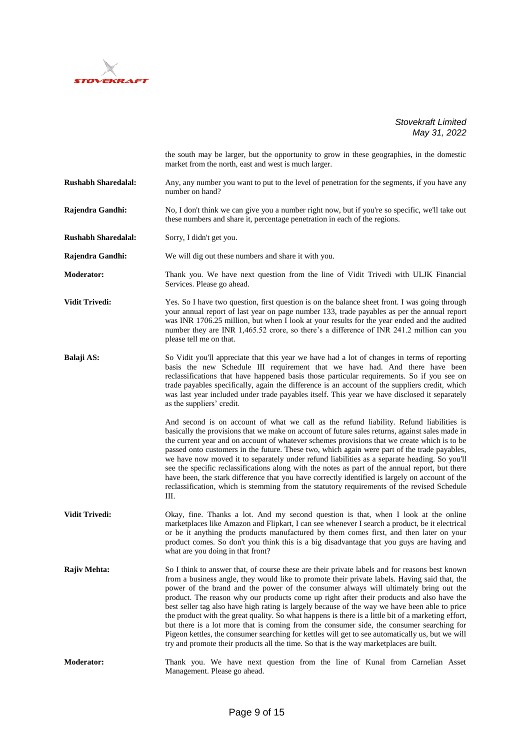the south may be larger, but the opportunity to grow in these geographies, in the domestic market from the north, east and west is much larger.

**Rushabh Sharedalal:** Any, any number you want to put to the level of penetration for the segments, if you have any number on hand?

**Rajendra Gandhi:** No, I don't think we can give you a number right now, but if you're so specific, we'll take out these numbers and share it, percentage penetration in each of the regions.

**Rushabh Sharedalal:** Sorry, I didn't get you.

**Rajendra Gandhi:** We will dig out these numbers and share it with you.

**Moderator:** Thank you. We have next question from the line of Vidit Trivedi with ULJK Financial Services. Please go ahead.

**Vidit Trivedi:** Yes. So I have two question, first question is on the balance sheet front. I was going through your annual report of last year on page number 133, trade payables as per the annual report was INR 1706.25 million, but when I look at your results for the year ended and the audited number they are INR 1,465.52 crore, so there's a difference of INR 241.2 million can you please tell me on that.

**Balaji AS:** So Vidit you'll appreciate that this year we have had a lot of changes in terms of reporting basis the new Schedule III requirement that we have had. And there have been reclassifications that have happened basis those particular requirements. So if you see on trade payables specifically, again the difference is an account of the suppliers credit, which was last year included under trade payables itself. This year we have disclosed it separately as the suppliers' credit.

And second is on account of what we call as the refund liability. Refund liabilities is basically the provisions that we make on account of future sales returns, against sales made in the current year and on account of whatever schemes provisions that we create which is to be passed onto customers in the future. These two, which again were part of the trade payables, we have now moved it to separately under refund liabilities as a separate heading. So you'll see the specific reclassifications along with the notes as part of the annual report, but there have been, the stark difference that you have correctly identified is largely on account of the reclassification, which is stemming from the statutory requirements of the revised Schedule III.

**Vidit Trivedi:** Okay, fine. Thanks a lot. And my second question is that, when I look at the online marketplaces like Amazon and Flipkart, I can see whenever I search a product, be it electrical or be it anything the products manufactured by them comes first, and then later on your product comes. So don't you think this is a big disadvantage that you guys are having and what are you doing in that front?

**Rajiv Mehta:** So I think to answer that, of course these are their private labels and for reasons best known from a business angle, they would like to promote their private labels. Having said that, the power of the brand and the power of the consumer always will ultimately bring out the product. The reason why our products come up right after their products and also have the best seller tag also have high rating is largely because of the way we have been able to price the product with the great quality. So what happens is there is a little bit of a marketing effort, but there is a lot more that is coming from the consumer side, the consumer searching for Pigeon kettles, the consumer searching for kettles will get to see automatically us, but we will try and promote their products all the time. So that is the way marketplaces are built.

**Moderator:** Thank you. We have next question from the line of Kunal from Carnelian Asset Management. Please go ahead.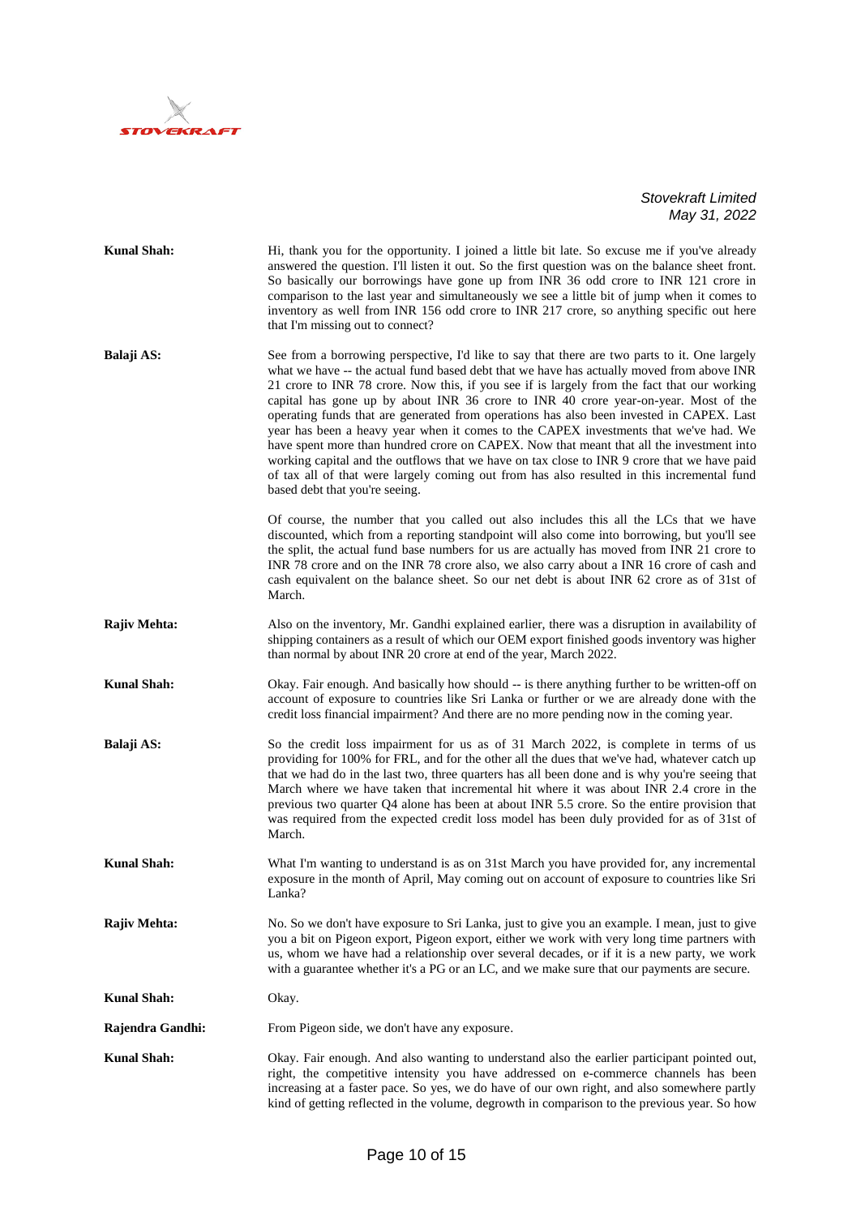**Kunal Shah:** Hi, thank you for the opportunity. I joined a little bit late. So excuse me if you've already answered the question. I'll listen it out. So the first question was on the balance sheet front. So basically our borrowings have gone up from INR 36 odd crore to INR 121 crore in comparison to the last year and simultaneously we see a little bit of jump when it comes to inventory as well from INR 156 odd crore to INR 217 crore, so anything specific out here that I'm missing out to connect?

**Balaji AS:** See from a borrowing perspective, I'd like to say that there are two parts to it. One largely what we have -- the actual fund based debt that we have has actually moved from above INR 21 crore to INR 78 crore. Now this, if you see if is largely from the fact that our working capital has gone up by about INR 36 crore to INR 40 crore year-on-year. Most of the operating funds that are generated from operations has also been invested in CAPEX. Last year has been a heavy year when it comes to the CAPEX investments that we've had. We have spent more than hundred crore on CAPEX. Now that meant that all the investment into working capital and the outflows that we have on tax close to INR 9 crore that we have paid of tax all of that were largely coming out from has also resulted in this incremental fund based debt that you're seeing.

Of course, the number that you called out also includes this all the LCs that we have discounted, which from a reporting standpoint will also come into borrowing, but you'll see the split, the actual fund base numbers for us are actually has moved from INR 21 crore to INR 78 crore and on the INR 78 crore also, we also carry about a INR 16 crore of cash and cash equivalent on the balance sheet. So our net debt is about INR 62 crore as of 31st of March.

**Rajiv Mehta:** Also on the inventory, Mr. Gandhi explained earlier, there was a disruption in availability of shipping containers as a result of which our OEM export finished goods inventory was higher than normal by about INR 20 crore at end of the year, March 2022.

**Kunal Shah:** Okay. Fair enough. And basically how should -- is there anything further to be written-off on account of exposure to countries like Sri Lanka or further or we are already done with the credit loss financial impairment? And there are no more pending now in the coming year.

**Balaji AS:** So the credit loss impairment for us as of 31 March 2022, is complete in terms of us providing for 100% for FRL, and for the other all the dues that we've had, whatever catch up that we had do in the last two, three quarters has all been done and is why you're seeing that March where we have taken that incremental hit where it was about INR 2.4 crore in the previous two quarter Q4 alone has been at about INR 5.5 crore. So the entire provision that was required from the expected credit loss model has been duly provided for as of 31st of March.

**Kunal Shah:** What I'm wanting to understand is as on 31st March you have provided for, any incremental exposure in the month of April, May coming out on account of exposure to countries like Sri Lanka?

**Rajiv Mehta:** No. So we don't have exposure to Sri Lanka, just to give you an example. I mean, just to give you a bit on Pigeon export, Pigeon export, either we work with very long time partners with us, whom we have had a relationship over several decades, or if it is a new party, we work with a guarantee whether it's a PG or an LC, and we make sure that our payments are secure.

**Kunal Shah:** Okay.

**Rajendra Gandhi:** From Pigeon side, we don't have any exposure.

**Kunal Shah:** Okay. Fair enough. And also wanting to understand also the earlier participant pointed out, right, the competitive intensity you have addressed on e-commerce channels has been increasing at a faster pace. So yes, we do have of our own right, and also somewhere partly kind of getting reflected in the volume, degrowth in comparison to the previous year. So how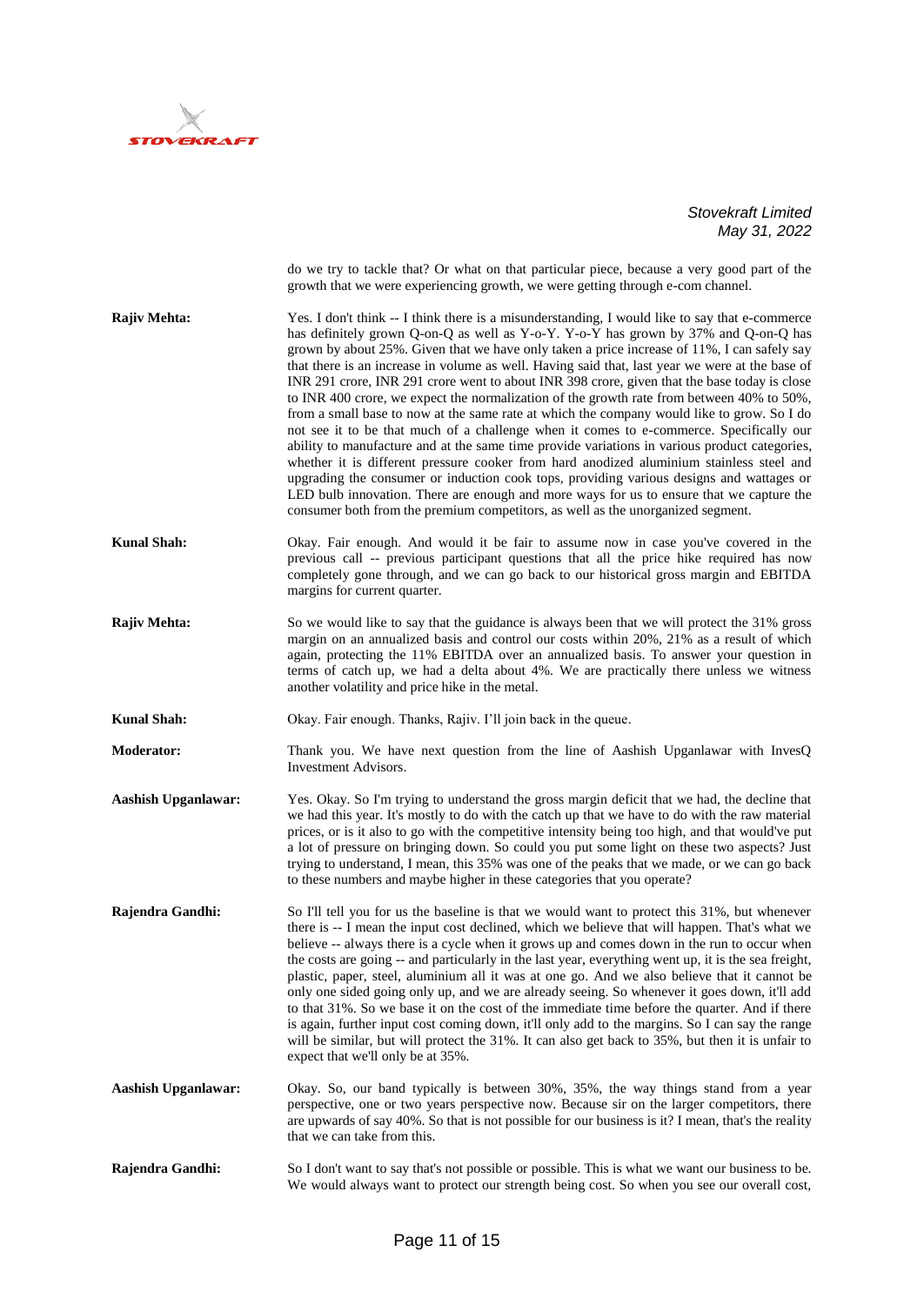do we try to tackle that? Or what on that particular piece, because a very good part of the growth that we were experiencing growth, we were getting through e-com channel.

**Rajiv Mehta:** Yes. I don't think -- I think there is a misunderstanding, I would like to say that e-commerce has definitely grown Q-on-Q as well as Y-o-Y. Y-o-Y has grown by 37% and Q-on-Q has grown by about 25%. Given that we have only taken a price increase of 11%, I can safely say that there is an increase in volume as well. Having said that, last year we were at the base of INR 291 crore, INR 291 crore went to about INR 398 crore, given that the base today is close to INR 400 crore, we expect the normalization of the growth rate from between 40% to 50%, from a small base to now at the same rate at which the company would like to grow. So I do not see it to be that much of a challenge when it comes to e-commerce. Specifically our ability to manufacture and at the same time provide variations in various product categories, whether it is different pressure cooker from hard anodized aluminium stainless steel and upgrading the consumer or induction cook tops, providing various designs and wattages or LED bulb innovation. There are enough and more ways for us to ensure that we capture the consumer both from the premium competitors, as well as the unorganized segment.

**Kunal Shah:** Okay. Fair enough. And would it be fair to assume now in case you've covered in the previous call -- previous participant questions that all the price hike required has now completely gone through, and we can go back to our historical gross margin and EBITDA margins for current quarter.

**Rajiv Mehta:** So we would like to say that the guidance is always been that we will protect the 31% gross margin on an annualized basis and control our costs within 20%, 21% as a result of which again, protecting the 11% EBITDA over an annualized basis. To answer your question in terms of catch up, we had a delta about 4%. We are practically there unless we witness another volatility and price hike in the metal.

**Kunal Shah:** Okay. Fair enough. Thanks, Rajiv. I'll join back in the queue.

**Moderator:** Thank you. We have next question from the line of Aashish Upganlawar with InvesQ Investment Advisors.

**Aashish Upganlawar:** Yes. Okay. So I'm trying to understand the gross margin deficit that we had, the decline that we had this year. It's mostly to do with the catch up that we have to do with the raw material prices, or is it also to go with the competitive intensity being too high, and that would've put a lot of pressure on bringing down. So could you put some light on these two aspects? Just trying to understand, I mean, this 35% was one of the peaks that we made, or we can go back to these numbers and maybe higher in these categories that you operate?

**Rajendra Gandhi:** So I'll tell you for us the baseline is that we would want to protect this 31%, but whenever there is -- I mean the input cost declined, which we believe that will happen. That's what we believe -- always there is a cycle when it grows up and comes down in the run to occur when the costs are going -- and particularly in the last year, everything went up, it is the sea freight, plastic, paper, steel, aluminium all it was at one go. And we also believe that it cannot be only one sided going only up, and we are already seeing. So whenever it goes down, it'll add to that 31%. So we base it on the cost of the immediate time before the quarter. And if there is again, further input cost coming down, it'll only add to the margins. So I can say the range will be similar, but will protect the 31%. It can also get back to 35%, but then it is unfair to expect that we'll only be at 35%.

**Aashish Upganlawar:** Okay. So, our band typically is between 30%, 35%, the way things stand from a year perspective, one or two years perspective now. Because sir on the larger competitors, there are upwards of say 40%. So that is not possible for our business is it? I mean, that's the reality that we can take from this.

**Rajendra Gandhi:** So I don't want to say that's not possible or possible. This is what we want our business to be. We would always want to protect our strength being cost. So when you see our overall cost,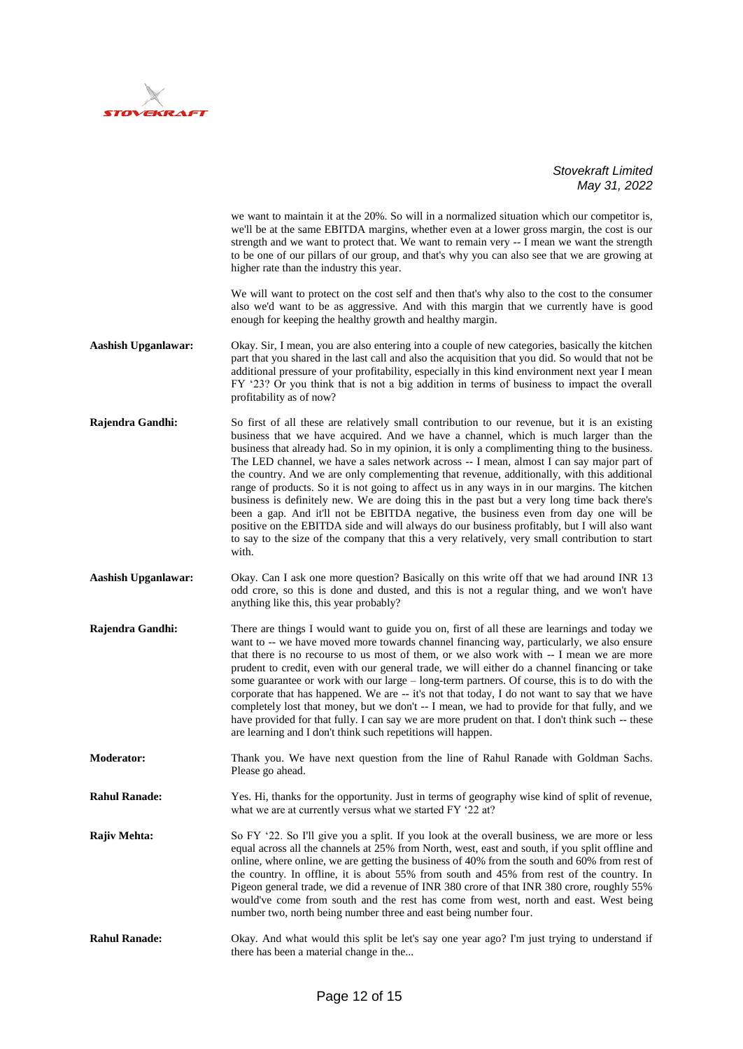we want to maintain it at the 20%. So will in a normalized situation which our competitor is, we'll be at the same EBITDA margins, whether even at a lower gross margin, the cost is our strength and we want to protect that. We want to remain very -- I mean we want the strength to be one of our pillars of our group, and that's why you can also see that we are growing at higher rate than the industry this year.

We will want to protect on the cost self and then that's why also to the cost to the consumer also we'd want to be as aggressive. And with this margin that we currently have is good enough for keeping the healthy growth and healthy margin.

**Aashish Upganlawar:** Okay. Sir, I mean, you are also entering into a couple of new categories, basically the kitchen part that you shared in the last call and also the acquisition that you did. So would that not be additional pressure of your profitability, especially in this kind environment next year I mean FY '23? Or you think that is not a big addition in terms of business to impact the overall profitability as of now?

**Rajendra Gandhi:** So first of all these are relatively small contribution to our revenue, but it is an existing business that we have acquired. And we have a channel, which is much larger than the business that already had. So in my opinion, it is only a complimenting thing to the business. The LED channel, we have a sales network across -- I mean, almost I can say major part of the country. And we are only complementing that revenue, additionally, with this additional range of products. So it is not going to affect us in any ways in in our margins. The kitchen business is definitely new. We are doing this in the past but a very long time back there's been a gap. And it'll not be EBITDA negative, the business even from day one will be positive on the EBITDA side and will always do our business profitably, but I will also want to say to the size of the company that this a very relatively, very small contribution to start with.

**Aashish Upganlawar:** Okay. Can I ask one more question? Basically on this write off that we had around INR 13 odd crore, so this is done and dusted, and this is not a regular thing, and we won't have anything like this, this year probably?

**Rajendra Gandhi:** There are things I would want to guide you on, first of all these are learnings and today we want to -- we have moved more towards channel financing way, particularly, we also ensure that there is no recourse to us most of them, or we also work with -- I mean we are more prudent to credit, even with our general trade, we will either do a channel financing or take some guarantee or work with our large – long-term partners. Of course, this is to do with the corporate that has happened. We are -- it's not that today, I do not want to say that we have completely lost that money, but we don't -- I mean, we had to provide for that fully, and we have provided for that fully. I can say we are more prudent on that. I don't think such -- these are learning and I don't think such repetitions will happen.

**Moderator:** Thank you. We have next question from the line of Rahul Ranade with Goldman Sachs. Please go ahead.

**Rahul Ranade:** Yes. Hi, thanks for the opportunity. Just in terms of geography wise kind of split of revenue, what we are at currently versus what we started FY '22 at?

**Rajiv Mehta:** So FY '22. So I'll give you a split. If you look at the overall business, we are more or less equal across all the channels at 25% from North, west, east and south, if you split offline and online, where online, we are getting the business of 40% from the south and 60% from rest of the country. In offline, it is about 55% from south and 45% from rest of the country. In Pigeon general trade, we did a revenue of INR 380 crore of that INR 380 crore, roughly 55% would've come from south and the rest has come from west, north and east. West being number two, north being number three and east being number four.

**Rahul Ranade:** Okay. And what would this split be let's say one year ago? I'm just trying to understand if there has been a material change in the...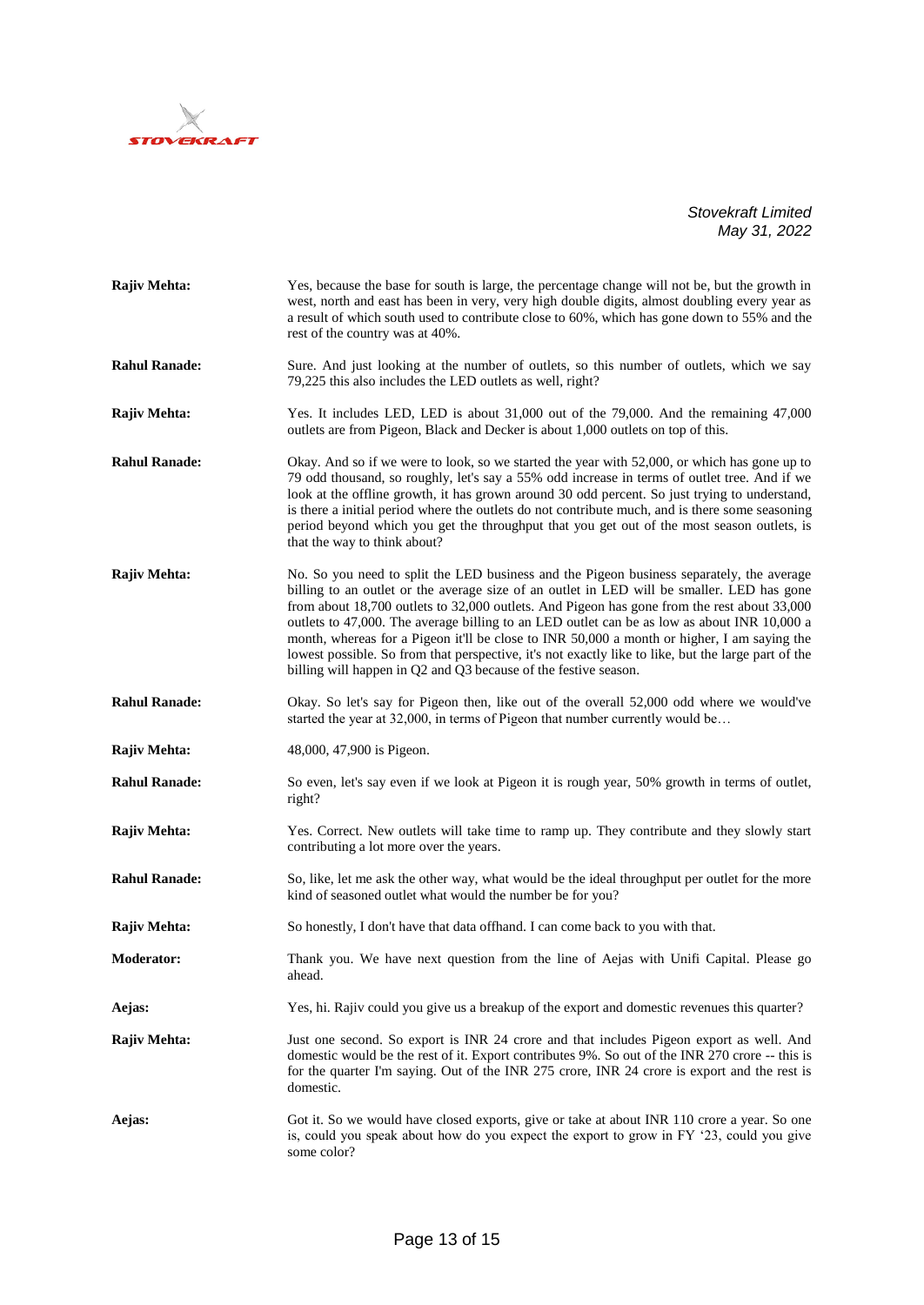**Rajiv Mehta:** Yes, because the base for south is large, the percentage change will not be, but the growth in west, north and east has been in very, very high double digits, almost doubling every year as a result of which south used to contribute close to 60%, which has gone down to 55% and the rest of the country was at 40%.

**Rahul Ranade:** Sure. And just looking at the number of outlets, so this number of outlets, which we say 79,225 this also includes the LED outlets as well, right?

**Rajiv Mehta:** Yes. It includes LED, LED is about 31,000 out of the 79,000. And the remaining 47,000 outlets are from Pigeon, Black and Decker is about 1,000 outlets on top of this.

**Rahul Ranade:** Okay. And so if we were to look, so we started the year with 52,000, or which has gone up to 79 odd thousand, so roughly, let's say a 55% odd increase in terms of outlet tree. And if we look at the offline growth, it has grown around 30 odd percent. So just trying to understand, is there a initial period where the outlets do not contribute much, and is there some seasoning period beyond which you get the throughput that you get out of the most season outlets, is that the way to think about?

**Rajiv Mehta:** No. So you need to split the LED business and the Pigeon business separately, the average billing to an outlet or the average size of an outlet in LED will be smaller. LED has gone from about 18,700 outlets to 32,000 outlets. And Pigeon has gone from the rest about 33,000 outlets to 47,000. The average billing to an LED outlet can be as low as about INR 10,000 a month, whereas for a Pigeon it'll be close to INR 50,000 a month or higher, I am saying the lowest possible. So from that perspective, it's not exactly like to like, but the large part of the billing will happen in Q2 and Q3 because of the festive season.

**Rahul Ranade:** Okay. So let's say for Pigeon then, like out of the overall 52,000 odd where we would've started the year at 32,000, in terms of Pigeon that number currently would be…

**Rajiv Mehta:** 48,000, 47,900 is Pigeon.

**Rahul Ranade:** So even, let's say even if we look at Pigeon it is rough year, 50% growth in terms of outlet, right?

**Rajiv Mehta:** Yes. Correct. New outlets will take time to ramp up. They contribute and they slowly start contributing a lot more over the years.

**Rahul Ranade:** So, like, let me ask the other way, what would be the ideal throughput per outlet for the more kind of seasoned outlet what would the number be for you?

**Rajiv Mehta:** So honestly, I don't have that data offhand. I can come back to you with that.

**Moderator:** Thank you. We have next question from the line of Aejas with Unifi Capital. Please go ahead.

**Aejas:** Yes, hi. Rajiv could you give us a breakup of the export and domestic revenues this quarter?

**Rajiv Mehta:** Just one second. So export is INR 24 crore and that includes Pigeon export as well. And domestic would be the rest of it. Export contributes 9%. So out of the INR 270 crore -- this is for the quarter I'm saying. Out of the INR 275 crore, INR 24 crore is export and the rest is domestic.

**Aejas:** Got it. So we would have closed exports, give or take at about INR 110 crore a year. So one is, could you speak about how do you expect the export to grow in FY '23, could you give some color?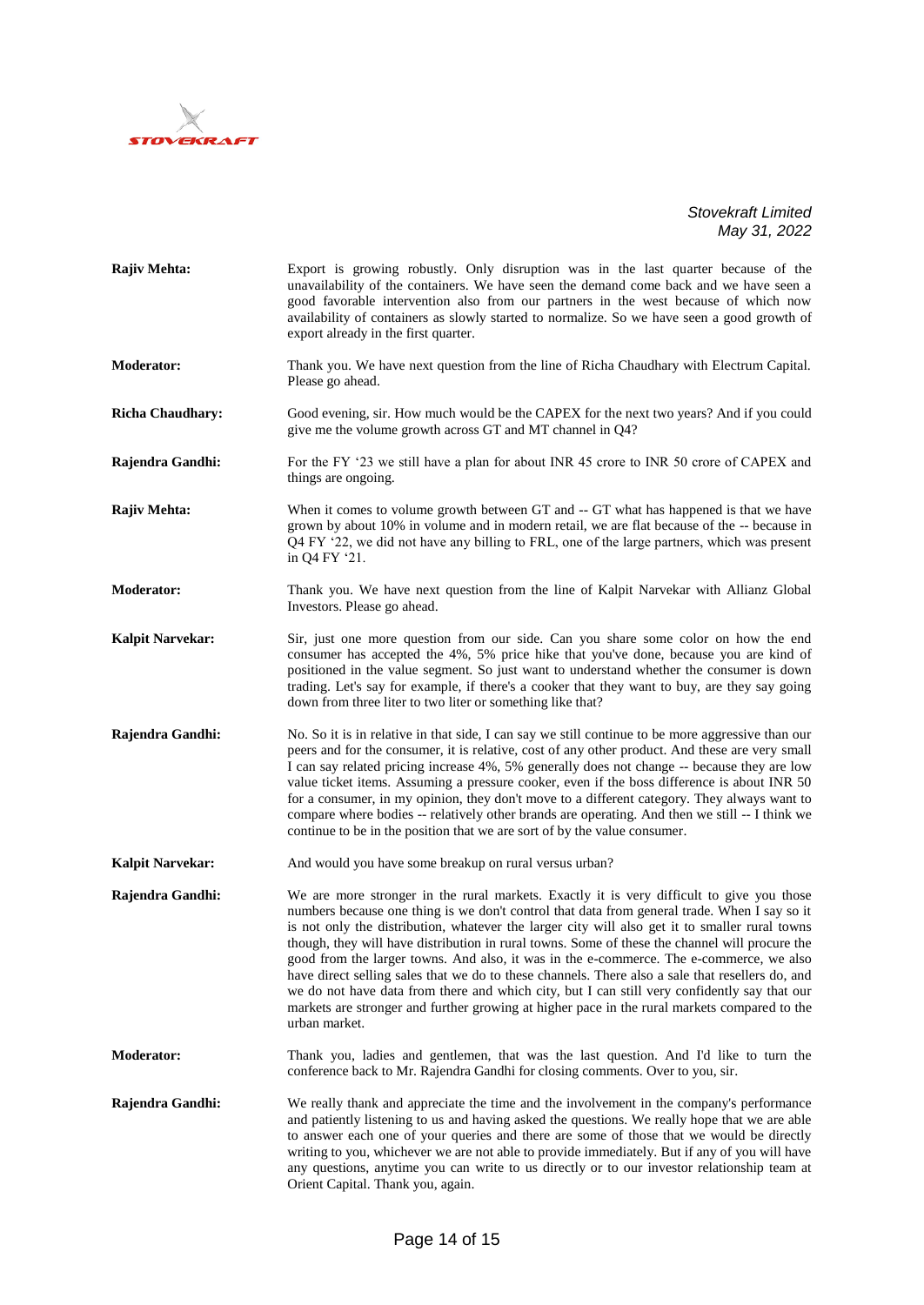**Rajiv Mehta:** Export is growing robustly. Only disruption was in the last quarter because of the unavailability of the containers. We have seen the demand come back and we have seen a good favorable intervention also from our partners in the west because of which now availability of containers as slowly started to normalize. So we have seen a good growth of export already in the first quarter.

**Moderator:** Thank you. We have next question from the line of Richa Chaudhary with Electrum Capital. Please go ahead.

**Richa Chaudhary:** Good evening, sir. How much would be the CAPEX for the next two years? And if you could give me the volume growth across GT and MT channel in Q4?

**Rajendra Gandhi:** For the FY '23 we still have a plan for about INR 45 crore to INR 50 crore of CAPEX and things are ongoing.

**Rajiv Mehta:** When it comes to volume growth between GT and -- GT what has happened is that we have grown by about 10% in volume and in modern retail, we are flat because of the -- because in Q4 FY '22, we did not have any billing to FRL, one of the large partners, which was present in Q4 FY '21.

**Moderator:** Thank you. We have next question from the line of Kalpit Narvekar with Allianz Global Investors. Please go ahead.

**Kalpit Narvekar:** Sir, just one more question from our side. Can you share some color on how the end consumer has accepted the 4%, 5% price hike that you've done, because you are kind of positioned in the value segment. So just want to understand whether the consumer is down trading. Let's say for example, if there's a cooker that they want to buy, are they say going down from three liter to two liter or something like that?

**Rajendra Gandhi:** No. So it is in relative in that side, I can say we still continue to be more aggressive than our peers and for the consumer, it is relative, cost of any other product. And these are very small I can say related pricing increase 4%, 5% generally does not change -- because they are low value ticket items. Assuming a pressure cooker, even if the boss difference is about INR 50 for a consumer, in my opinion, they don't move to a different category. They always want to compare where bodies -- relatively other brands are operating. And then we still -- I think we continue to be in the position that we are sort of by the value consumer.

**Kalpit Narvekar:** And would you have some breakup on rural versus urban?

**Rajendra Gandhi:** We are more stronger in the rural markets. Exactly it is very difficult to give you those numbers because one thing is we don't control that data from general trade. When I say so it is not only the distribution, whatever the larger city will also get it to smaller rural towns though, they will have distribution in rural towns. Some of these the channel will procure the good from the larger towns. And also, it was in the e-commerce. The e-commerce, we also have direct selling sales that we do to these channels. There also a sale that resellers do, and we do not have data from there and which city, but I can still very confidently say that our markets are stronger and further growing at higher pace in the rural markets compared to the urban market.

**Moderator:** Thank you, ladies and gentlemen, that was the last question. And I'd like to turn the conference back to Mr. Rajendra Gandhi for closing comments. Over to you, sir.

**Rajendra Gandhi:** We really thank and appreciate the time and the involvement in the company's performance and patiently listening to us and having asked the questions. We really hope that we are able to answer each one of your queries and there are some of those that we would be directly writing to you, whichever we are not able to provide immediately. But if any of you will have any questions, anytime you can write to us directly or to our investor relationship team at Orient Capital. Thank you, again.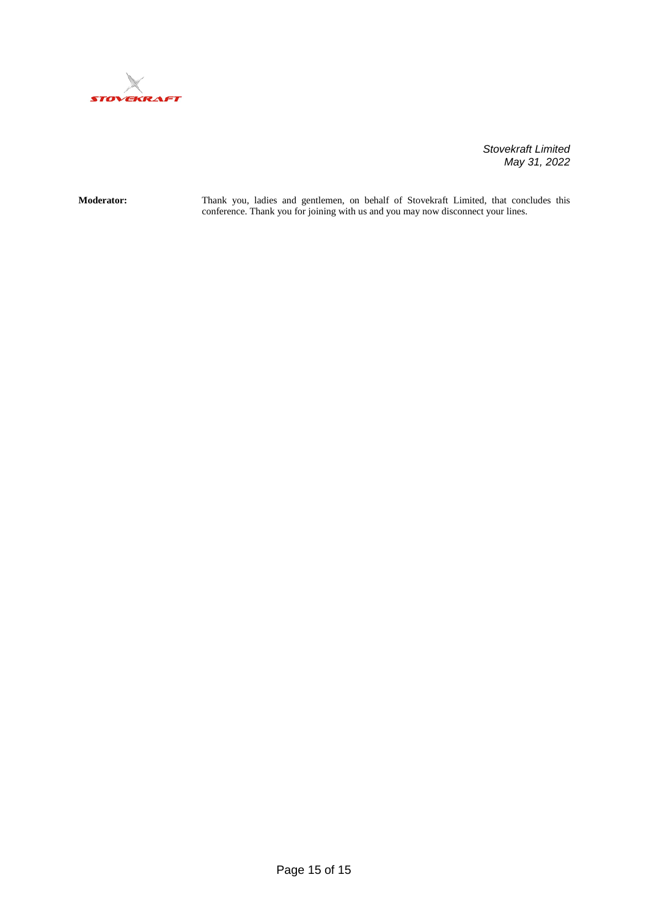**Moderator:** Thank you, ladies and gentlemen, on behalf of Stovekraft Limited, that concludes this conference. Thank you for joining with us and you may now disconnect your lines.